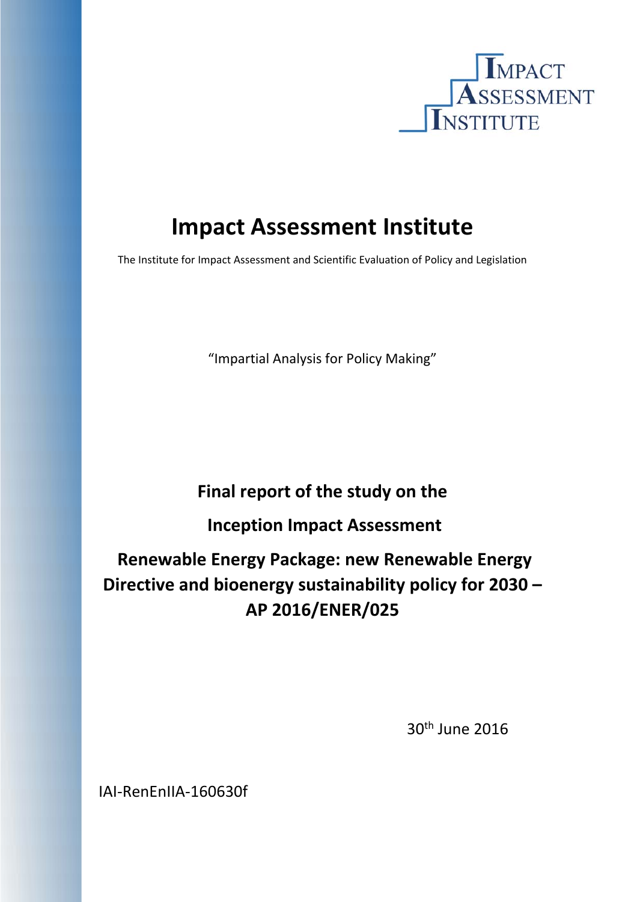IMPACT ASSESSMENT INSTITUTE

# Impact Assessment Institute

The Institute for Impact Assessment and Scientific Evaluation of Policy and Legislation

"Impartial Analysis for Policy Making"

**Final report of the study on the**

**Inception Impact Assessment**

**Renewable Energy Package: new Renewable Energy Directive and bioenergy sustainability policy for 2030 – AP 2016/ENER/025**

30th June 2016

IAI-RenEnIIA-160630f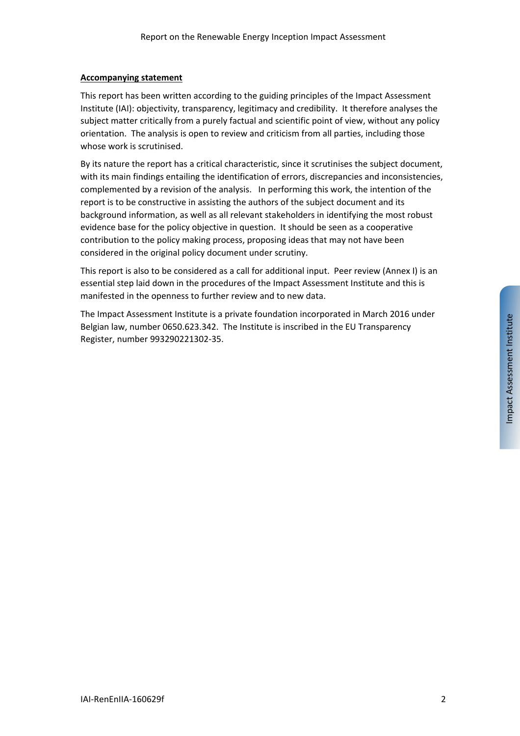**Accompanying statement**

This report has been written according to the guiding principles of the Impact Assessment Institute (IAI): objectivity, transparency, legitimacy and credibility. It therefore analyses the subject matter critically from a purely factual and scientific point of view, without any policy orientation. The analysis is open to review and criticism from all parties, including those whose work is scrutinised.

By its nature the report has a critical characteristic, since it scrutinises the subject document, with its main findings entailing the identification of errors, discrepancies and inconsistencies, complemented by a revision of the analysis. In performing this work, the intention of the report is to be constructive in assisting the authors of the subject document and its background information, as well as all relevant stakeholders in identifying the most robust evidence base for the policy objective in question. It should be seen as a cooperative contribution to the policy making process, proposing ideas that may not have been considered in the original policy document under scrutiny.

This report is also to be considered as a call for additional input. Peer review (Annex I) is an essential step laid down in the procedures of the Impact Assessment Institute and this is manifested in the openness to further review and to new data.

The Impact Assessment Institute is a private foundation incorporated in March 2016 under Belgian law, number 0650.623.342. The Institute is inscribed in the EU Transparency Register, number 993290221302-35.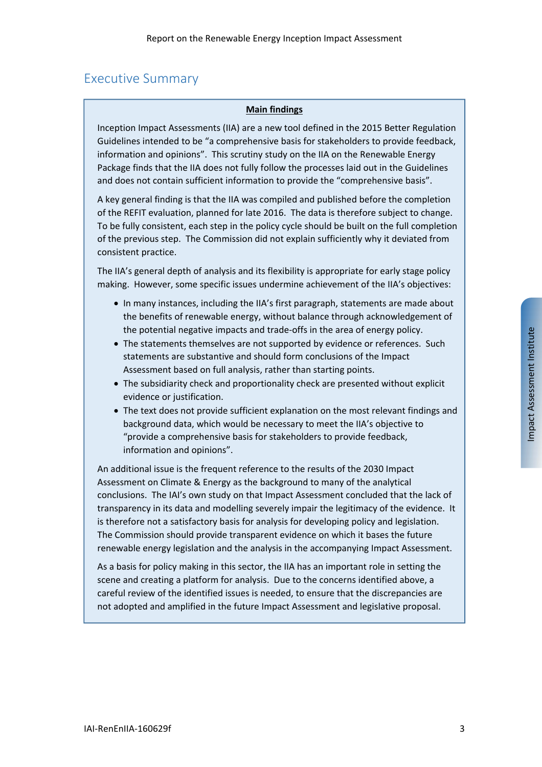# Executive Summary

**Main findings**

Inception Impact Assessments (IIA) are a new tool defined in the 2015 Better Regulation Guidelines intended to be "a comprehensive basis for stakeholders to provide feedback, information and opinions". This scrutiny study on the IIA on the Renewable Energy Package finds that the IIA does not fully follow the processes laid out in the Guidelines and does not contain sufficient information to provide the "comprehensive basis".

A key general finding is that the IIA was compiled and published before the completion of the REFIT evaluation, planned for late 2016. The data is therefore subject to change. To be fully consistent, each step in the policy cycle should be built on the full completion of the previous step. The Commission did not explain sufficiently why it deviated from consistent practice.

The IIA's general depth of analysis and its flexibility is appropriate for early stage policy making. However, some specific issues undermine achievement of the IIA's objectives:

- In many instances, including the IIA's first paragraph, statements are made about the benefits of renewable energy, without balance through acknowledgement of the potential negative impacts and trade-offs in the area of energy policy.
- The statements themselves are not supported by evidence or references. Such statements are substantive and should form conclusions of the Impact Assessment based on full analysis, rather than starting points.
- The subsidiarity check and proportionality check are presented without explicit evidence or justification.
- The text does not provide sufficient explanation on the most relevant findings and background data, which would be necessary to meet the IIA's objective to "provide a comprehensive basis for stakeholders to provide feedback, information and opinions".

An additional issue is the frequent reference to the results of the 2030 Impact Assessment on Climate & Energy as the background to many of the analytical conclusions. The IAI's own study on that Impact Assessment concluded that the lack of transparency in its data and modelling severely impair the legitimacy of the evidence. It is therefore not a satisfactory basis for analysis for developing policy and legislation. The Commission should provide transparent evidence on which it bases the future renewable energy legislation and the analysis in the accompanying Impact Assessment.

As a basis for policy making in this sector, the IIA has an important role in setting the scene and creating a platform for analysis. Due to the concerns identified above, a careful review of the identified issues is needed, to ensure that the discrepancies are not adopted and amplified in the future Impact Assessment and legislative proposal.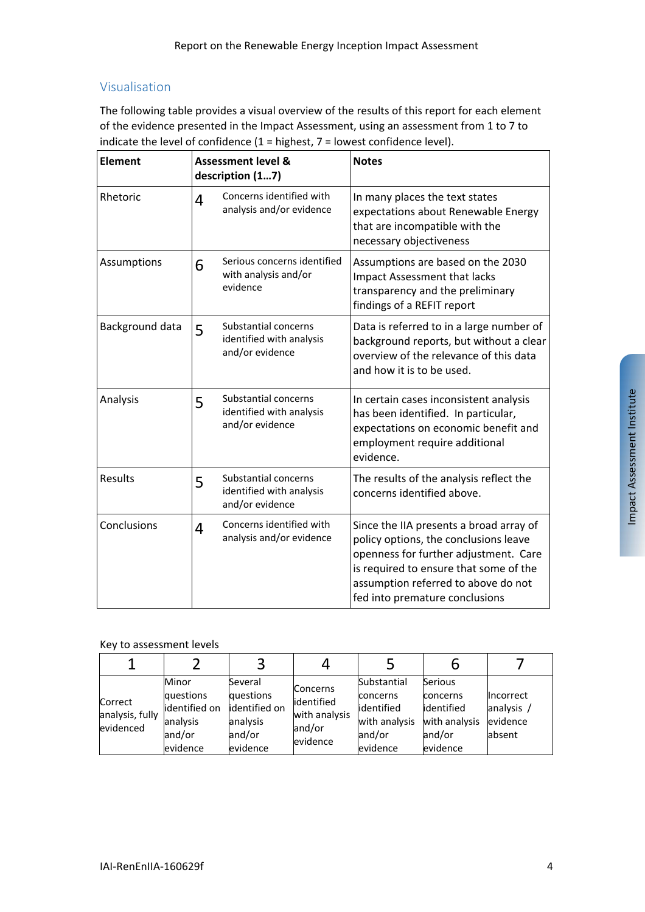## Visualisation

The following table provides a visual overview of the results of this report for each element of the evidence presented in the Impact Assessment, using an assessment from 1 to 7 to indicate the level of confidence (1 = highest, 7 = lowest confidence level).

| Element | Assessment level & description (1…7) | | Notes |
|---|---|---|---|
| Rhetoric | 4 | Concerns identified with analysis and/or evidence | In many places the text states expectations about Renewable Energy that are incompatible with the necessary objectiveness |
| Assumptions | 6 | Serious concerns identified with analysis and/or evidence | Assumptions are based on the 2030 Impact Assessment that lacks transparency and the preliminary findings of a REFIT report |
| Background data | 5 | Substantial concerns identified with analysis and/or evidence | Data is referred to in a large number of background reports, but without a clear overview of the relevance of this data and how it is to be used. |
| Analysis | 5 | Substantial concerns identified with analysis and/or evidence | In certain cases inconsistent analysis has been identified. In particular, expectations on economic benefit and employment require additional evidence. |
| Results | 5 | Substantial concerns identified with analysis and/or evidence | The results of the analysis reflect the concerns identified above. |
| Conclusions | 4 | Concerns identified with analysis and/or evidence | Since the IIA presents a broad array of policy options, the conclusions leave openness for further adjustment. Care is required to ensure that some of the assumption referred to above do not fed into premature conclusions |

Key to assessment levels

| 1 | 2 | 3 | 4 | 5 | 6 | 7 |
|---|---|---|---|---|---|---|
| Correct analysis, fully evidenced | Minor questions identified on analysis and/or evidence | Several questions identified on analysis and/or evidence | Concerns identified with analysis and/or evidence | Substantial concerns identified with analysis and/or evidence | Serious concerns identified with analysis and/or evidence | Incorrect analysis / evidence absent |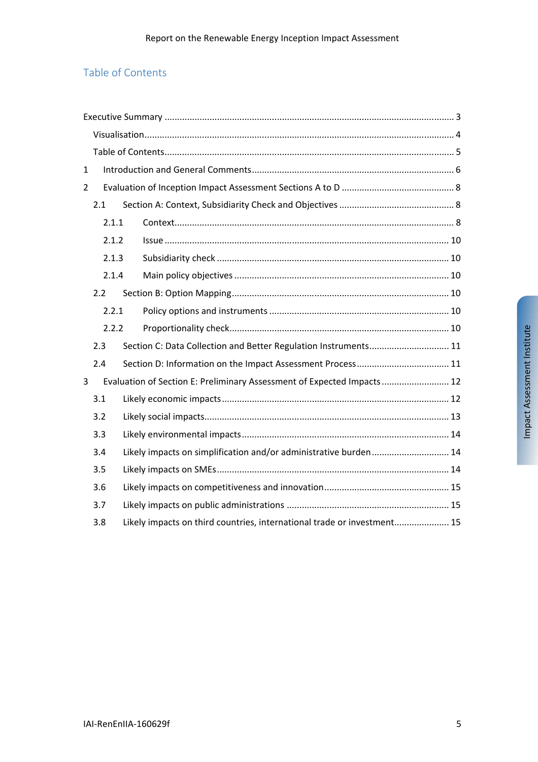## Table of Contents

Executive Summary ... 3
- Visualisation ... 4
- Table of Contents ... 5

1 Introduction and General Comments ... 6

2 Evaluation of Inception Impact Assessment Sections A to D ... 8
- 2.1 Section A: Context, Subsidiarity Check and Objectives ... 8
  - 2.1.1 Context ... 8
  - 2.1.2 Issue ... 10
  - 2.1.3 Subsidiarity check ... 10
  - 2.1.4 Main policy objectives ... 10
- 2.2 Section B: Option Mapping ... 10
  - 2.2.1 Policy options and instruments ... 10
  - 2.2.2 Proportionality check ... 10
- 2.3 Section C: Data Collection and Better Regulation Instruments ... 11
- 2.4 Section D: Information on the Impact Assessment Process ... 11

3 Evaluation of Section E: Preliminary Assessment of Expected Impacts ... 12
- 3.1 Likely economic impacts ... 12
- 3.2 Likely social impacts ... 13
- 3.3 Likely environmental impacts ... 14
- 3.4 Likely impacts on simplification and/or administrative burden ... 14
- 3.5 Likely impacts on SMEs ... 14
- 3.6 Likely impacts on competitiveness and innovation ... 15
- 3.7 Likely impacts on public administrations ... 15
- 3.8 Likely impacts on third countries, international trade or investment ... 15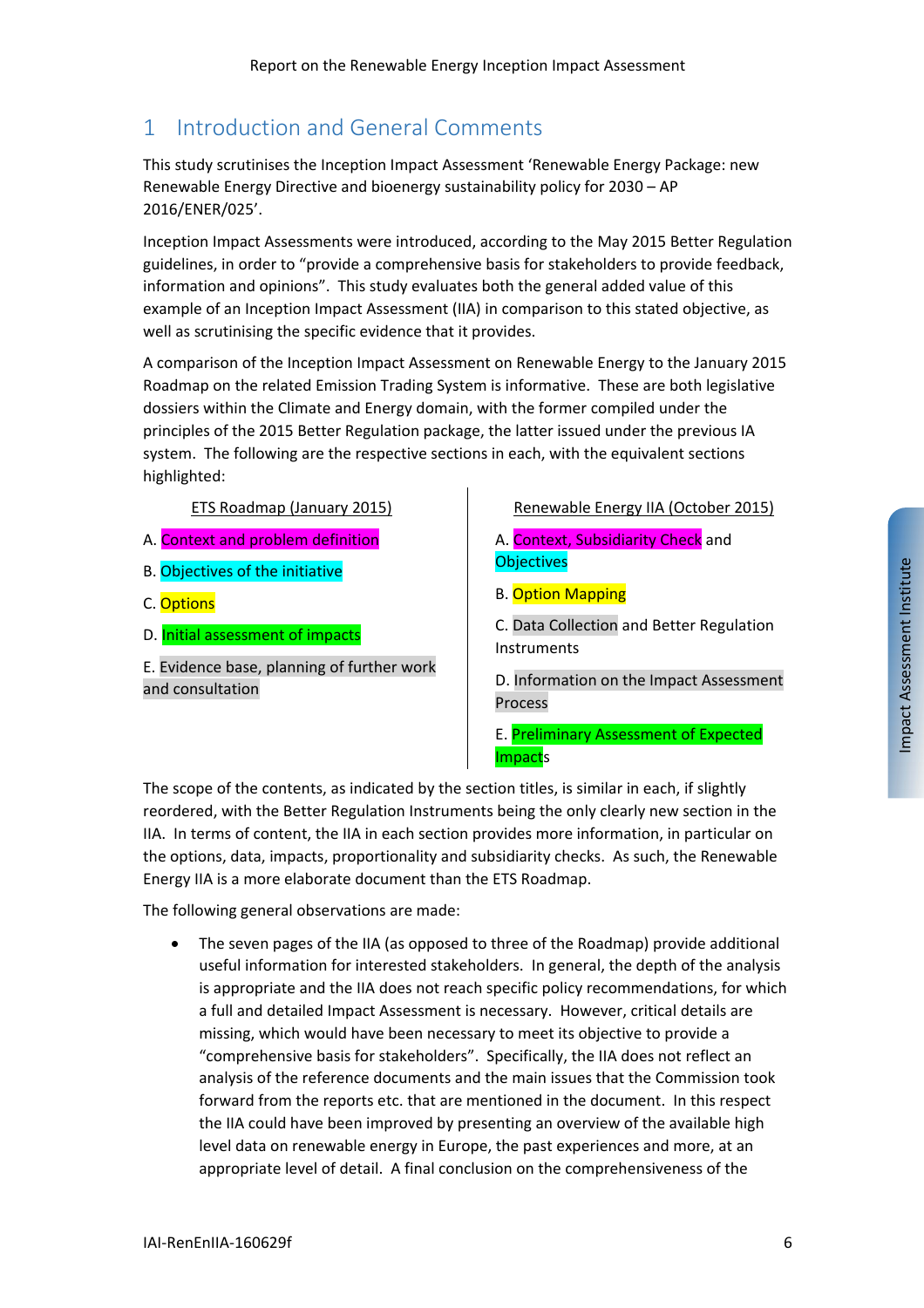# 1 Introduction and General Comments

This study scrutinises the Inception Impact Assessment 'Renewable Energy Package: new Renewable Energy Directive and bioenergy sustainability policy for 2030 – AP 2016/ENER/025'.

Inception Impact Assessments were introduced, according to the May 2015 Better Regulation guidelines, in order to "provide a comprehensive basis for stakeholders to provide feedback, information and opinions". This study evaluates both the general added value of this example of an Inception Impact Assessment (IIA) in comparison to this stated objective, as well as scrutinising the specific evidence that it provides.

A comparison of the Inception Impact Assessment on Renewable Energy to the January 2015 Roadmap on the related Emission Trading System is informative. These are both legislative dossiers within the Climate and Energy domain, with the former compiled under the principles of the 2015 Better Regulation package, the latter issued under the previous IA system. The following are the respective sections in each, with the equivalent sections highlighted:

| ETS Roadmap (January 2015) | Renewable Energy IIA (October 2015) |
|---|---|
| A. Context and problem definition | A. Context, Subsidiarity Check and Objectives |
| B. Objectives of the initiative | B. Option Mapping |
| C. Options | C. Data Collection and Better Regulation Instruments |
| D. Initial assessment of impacts | D. Information on the Impact Assessment Process |
| E. Evidence base, planning of further work and consultation | E. Preliminary Assessment of Expected Impacts |

The scope of the contents, as indicated by the section titles, is similar in each, if slightly reordered, with the Better Regulation Instruments being the only clearly new section in the IIA. In terms of content, the IIA in each section provides more information, in particular on the options, data, impacts, proportionality and subsidiarity checks. As such, the Renewable Energy IIA is a more elaborate document than the ETS Roadmap.

The following general observations are made:

- The seven pages of the IIA (as opposed to three of the Roadmap) provide additional useful information for interested stakeholders. In general, the depth of the analysis is appropriate and the IIA does not reach specific policy recommendations, for which a full and detailed Impact Assessment is necessary. However, critical details are missing, which would have been necessary to meet its objective to provide a "comprehensive basis for stakeholders". Specifically, the IIA does not reflect an analysis of the reference documents and the main issues that the Commission took forward from the reports etc. that are mentioned in the document. In this respect the IIA could have been improved by presenting an overview of the available high level data on renewable energy in Europe, the past experiences and more, at an appropriate level of detail. A final conclusion on the comprehensiveness of the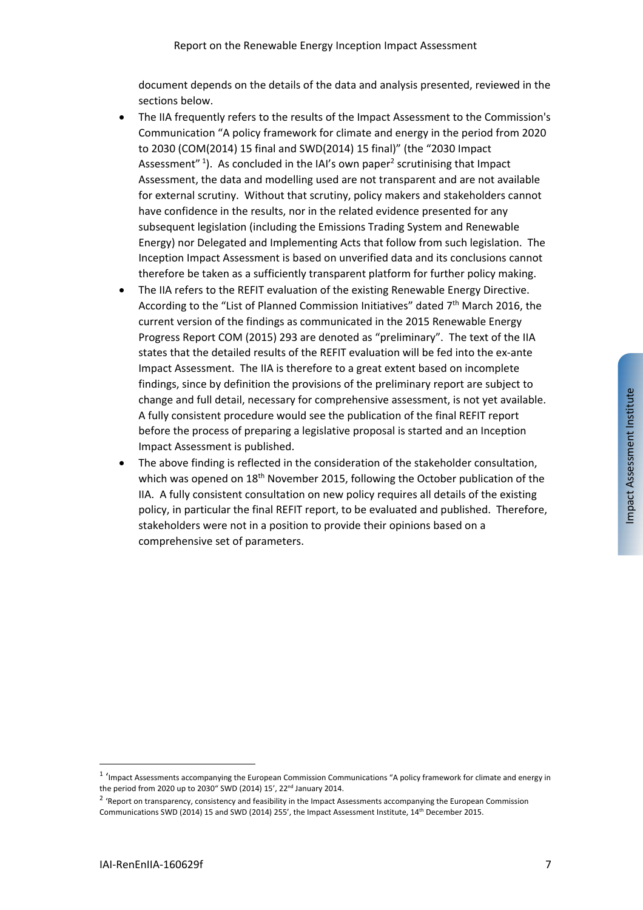document depends on the details of the data and analysis presented, reviewed in the sections below.

- The IIA frequently refers to the results of the Impact Assessment to the Commission's Communication "A policy framework for climate and energy in the period from 2020 to 2030 (COM(2014) 15 final and SWD(2014) 15 final)" (the "2030 Impact Assessment" [1]). As concluded in the IAI's own paper[2] scrutinising that Impact Assessment, the data and modelling used are not transparent and are not available for external scrutiny. Without that scrutiny, policy makers and stakeholders cannot have confidence in the results, nor in the related evidence presented for any subsequent legislation (including the Emissions Trading System and Renewable Energy) nor Delegated and Implementing Acts that follow from such legislation. The Inception Impact Assessment is based on unverified data and its conclusions cannot therefore be taken as a sufficiently transparent platform for further policy making.
- The IIA refers to the REFIT evaluation of the existing Renewable Energy Directive. According to the "List of Planned Commission Initiatives" dated 7th March 2016, the current version of the findings as communicated in the 2015 Renewable Energy Progress Report COM (2015) 293 are denoted as "preliminary". The text of the IIA states that the detailed results of the REFIT evaluation will be fed into the ex-ante Impact Assessment. The IIA is therefore to a great extent based on incomplete findings, since by definition the provisions of the preliminary report are subject to change and full detail, necessary for comprehensive assessment, is not yet available. A fully consistent procedure would see the publication of the final REFIT report before the process of preparing a legislative proposal is started and an Inception Impact Assessment is published.
- The above finding is reflected in the consideration of the stakeholder consultation, which was opened on 18th November 2015, following the October publication of the IIA. A fully consistent consultation on new policy requires all details of the existing policy, in particular the final REFIT report, to be evaluated and published. Therefore, stakeholders were not in a position to provide their opinions based on a comprehensive set of parameters.

---

[1] 'Impact Assessments accompanying the European Commission Communications "A policy framework for climate and energy in the period from 2020 up to 2030" SWD (2014) 15', 22nd January 2014.

[2] 'Report on transparency, consistency and feasibility in the Impact Assessments accompanying the European Commission Communications SWD (2014) 15 and SWD (2014) 255', the Impact Assessment Institute, 14th December 2015.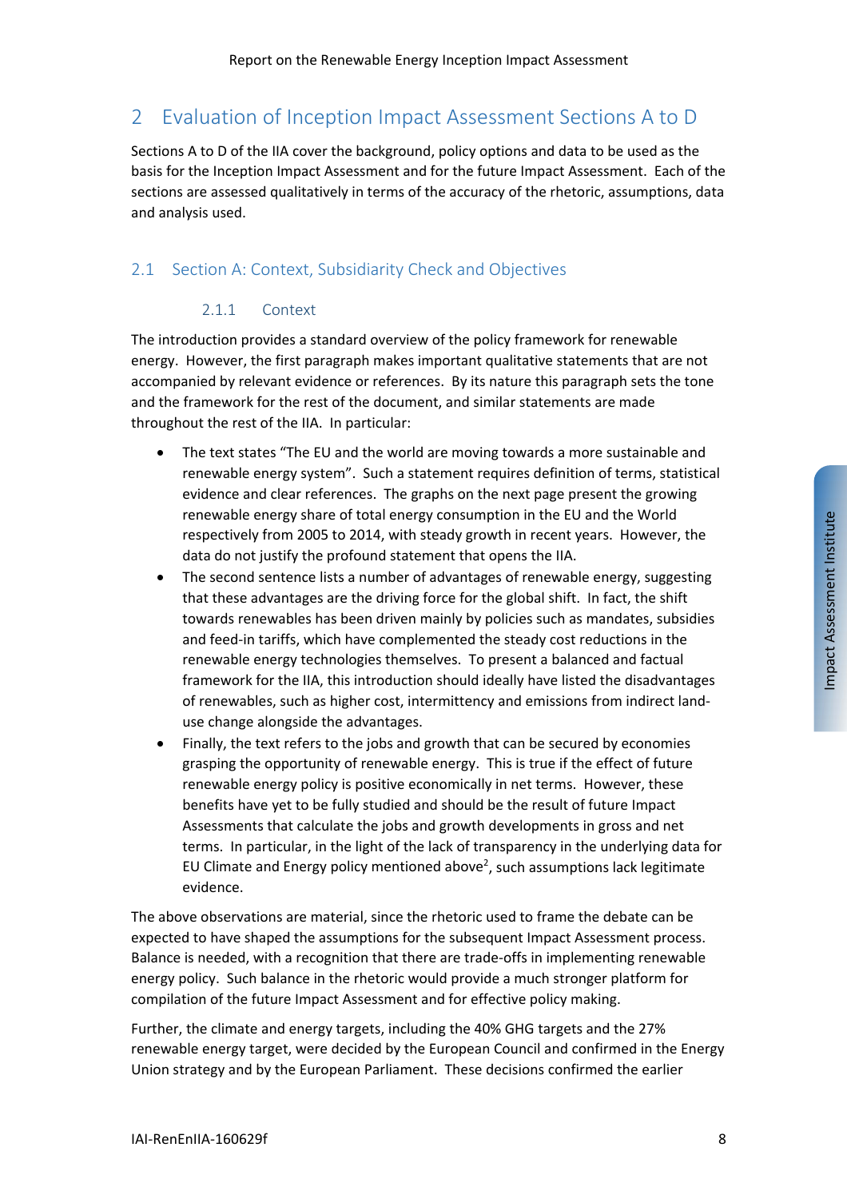## 2 Evaluation of Inception Impact Assessment Sections A to D

Sections A to D of the IIA cover the background, policy options and data to be used as the basis for the Inception Impact Assessment and for the future Impact Assessment. Each of the sections are assessed qualitatively in terms of the accuracy of the rhetoric, assumptions, data and analysis used.

### 2.1 Section A: Context, Subsidiarity Check and Objectives

#### 2.1.1 Context

The introduction provides a standard overview of the policy framework for renewable energy. However, the first paragraph makes important qualitative statements that are not accompanied by relevant evidence or references. By its nature this paragraph sets the tone and the framework for the rest of the document, and similar statements are made throughout the rest of the IIA. In particular:

- The text states "The EU and the world are moving towards a more sustainable and renewable energy system". Such a statement requires definition of terms, statistical evidence and clear references. The graphs on the next page present the growing renewable energy share of total energy consumption in the EU and the World respectively from 2005 to 2014, with steady growth in recent years. However, the data do not justify the profound statement that opens the IIA.
- The second sentence lists a number of advantages of renewable energy, suggesting that these advantages are the driving force for the global shift. In fact, the shift towards renewables has been driven mainly by policies such as mandates, subsidies and feed-in tariffs, which have complemented the steady cost reductions in the renewable energy technologies themselves. To present a balanced and factual framework for the IIA, this introduction should ideally have listed the disadvantages of renewables, such as higher cost, intermittency and emissions from indirect land-use change alongside the advantages.
- Finally, the text refers to the jobs and growth that can be secured by economies grasping the opportunity of renewable energy. This is true if the effect of future renewable energy policy is positive economically in net terms. However, these benefits have yet to be fully studied and should be the result of future Impact Assessments that calculate the jobs and growth developments in gross and net terms. In particular, in the light of the lack of transparency in the underlying data for EU Climate and Energy policy mentioned above[2], such assumptions lack legitimate evidence.

The above observations are material, since the rhetoric used to frame the debate can be expected to have shaped the assumptions for the subsequent Impact Assessment process. Balance is needed, with a recognition that there are trade-offs in implementing renewable energy policy. Such balance in the rhetoric would provide a much stronger platform for compilation of the future Impact Assessment and for effective policy making.

Further, the climate and energy targets, including the 40% GHG targets and the 27% renewable energy target, were decided by the European Council and confirmed in the Energy Union strategy and by the European Parliament. These decisions confirmed the earlier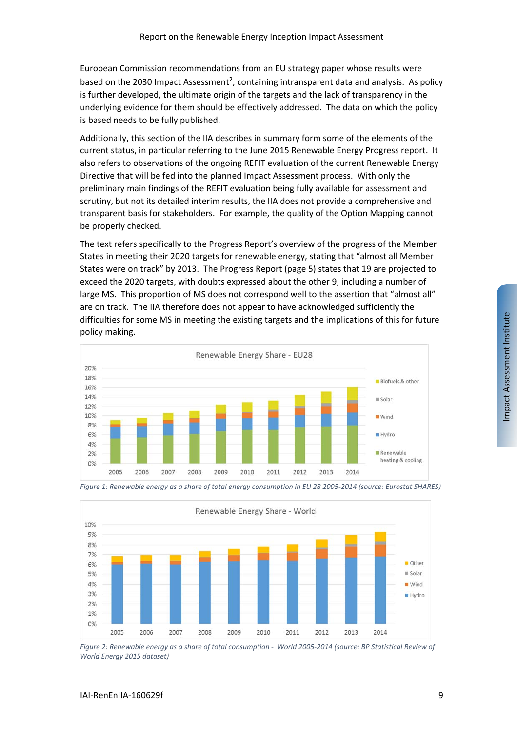European Commission recommendations from an EU strategy paper whose results were based on the 2030 Impact Assessment[2], containing intransparent data and analysis. As policy is further developed, the ultimate origin of the targets and the lack of transparency in the underlying evidence for them should be effectively addressed. The data on which the policy is based needs to be fully published.

Additionally, this section of the IIA describes in summary form some of the elements of the current status, in particular referring to the June 2015 Renewable Energy Progress report. It also refers to observations of the ongoing REFIT evaluation of the current Renewable Energy Directive that will be fed into the planned Impact Assessment process. With only the preliminary main findings of the REFIT evaluation being fully available for assessment and scrutiny, but not its detailed interim results, the IIA does not provide a comprehensive and transparent basis for stakeholders. For example, the quality of the Option Mapping cannot be properly checked.

The text refers specifically to the Progress Report's overview of the progress of the Member States in meeting their 2020 targets for renewable energy, stating that "almost all Member States were on track" by 2013. The Progress Report (page 5) states that 19 are projected to exceed the 2020 targets, with doubts expressed about the other 9, including a number of large MS. This proportion of MS does not correspond well to the assertion that "almost all" are on track. The IIA therefore does not appear to have acknowledged sufficiently the difficulties for some MS in meeting the existing targets and the implications of this for future policy making.

*Figure 1: Renewable energy as a share of total energy consumption in EU 28 2005-2014 (source: Eurostat SHARES)*

*Figure 2: Renewable energy as a share of total consumption - World 2005-2014 (source: BP Statistical Review of World Energy 2015 dataset)*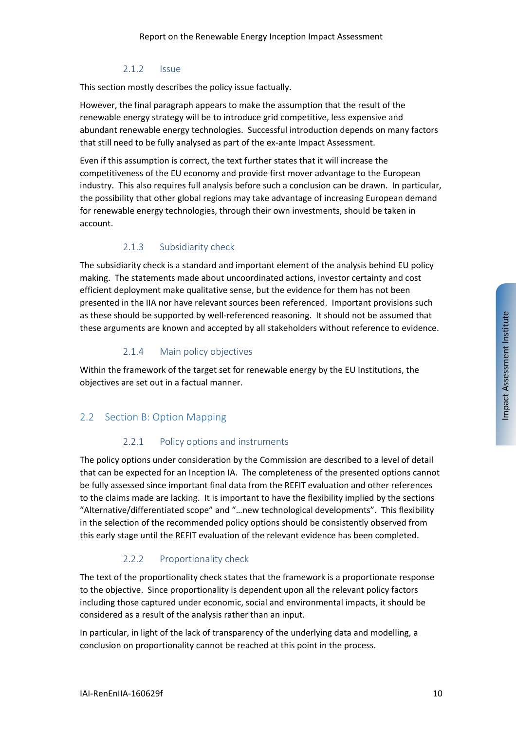### 2.1.2 Issue

This section mostly describes the policy issue factually.

However, the final paragraph appears to make the assumption that the result of the renewable energy strategy will be to introduce grid competitive, less expensive and abundant renewable energy technologies. Successful introduction depends on many factors that still need to be fully analysed as part of the ex-ante Impact Assessment.

Even if this assumption is correct, the text further states that it will increase the competitiveness of the EU economy and provide first mover advantage to the European industry. This also requires full analysis before such a conclusion can be drawn. In particular, the possibility that other global regions may take advantage of increasing European demand for renewable energy technologies, through their own investments, should be taken in account.

### 2.1.3 Subsidiarity check

The subsidiarity check is a standard and important element of the analysis behind EU policy making. The statements made about uncoordinated actions, investor certainty and cost efficient deployment make qualitative sense, but the evidence for them has not been presented in the IIA nor have relevant sources been referenced. Important provisions such as these should be supported by well-referenced reasoning. It should not be assumed that these arguments are known and accepted by all stakeholders without reference to evidence.

### 2.1.4 Main policy objectives

Within the framework of the target set for renewable energy by the EU Institutions, the objectives are set out in a factual manner.

## 2.2 Section B: Option Mapping

### 2.2.1 Policy options and instruments

The policy options under consideration by the Commission are described to a level of detail that can be expected for an Inception IA. The completeness of the presented options cannot be fully assessed since important final data from the REFIT evaluation and other references to the claims made are lacking. It is important to have the flexibility implied by the sections "Alternative/differentiated scope" and "…new technological developments". This flexibility in the selection of the recommended policy options should be consistently observed from this early stage until the REFIT evaluation of the relevant evidence has been completed.

### 2.2.2 Proportionality check

The text of the proportionality check states that the framework is a proportionate response to the objective. Since proportionality is dependent upon all the relevant policy factors including those captured under economic, social and environmental impacts, it should be considered as a result of the analysis rather than an input.

In particular, in light of the lack of transparency of the underlying data and modelling, a conclusion on proportionality cannot be reached at this point in the process.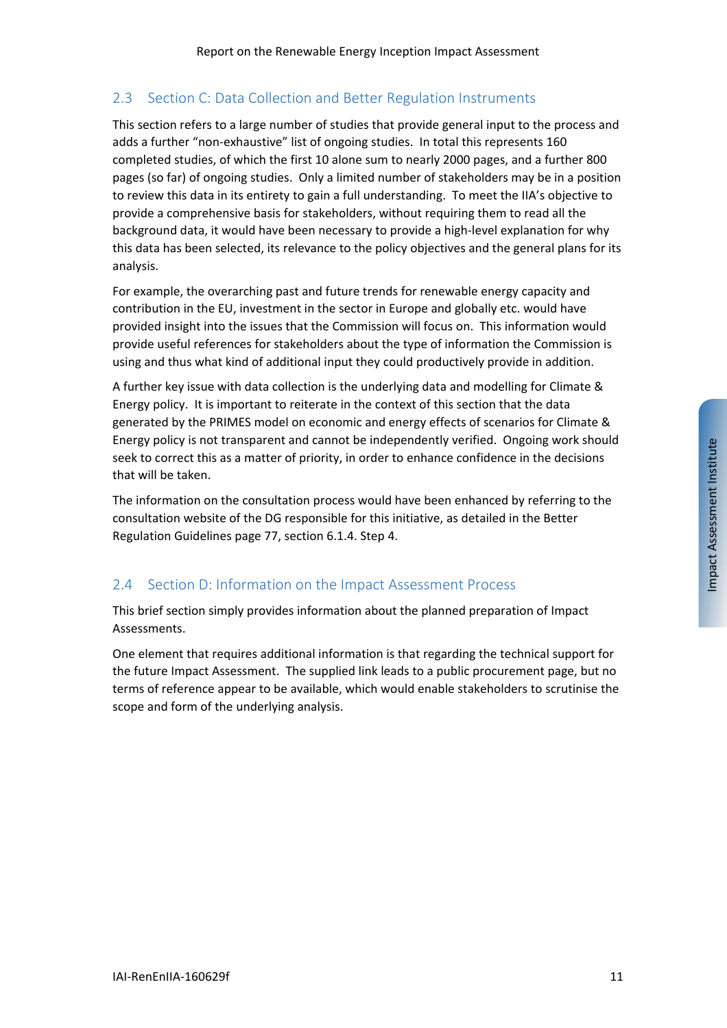## 2.3 Section C: Data Collection and Better Regulation Instruments

This section refers to a large number of studies that provide general input to the process and adds a further "non-exhaustive" list of ongoing studies. In total this represents 160 completed studies, of which the first 10 alone sum to nearly 2000 pages, and a further 800 pages (so far) of ongoing studies. Only a limited number of stakeholders may be in a position to review this data in its entirety to gain a full understanding. To meet the IIA's objective to provide a comprehensive basis for stakeholders, without requiring them to read all the background data, it would have been necessary to provide a high-level explanation for why this data has been selected, its relevance to the policy objectives and the general plans for its analysis.

For example, the overarching past and future trends for renewable energy capacity and contribution in the EU, investment in the sector in Europe and globally etc. would have provided insight into the issues that the Commission will focus on. This information would provide useful references for stakeholders about the type of information the Commission is using and thus what kind of additional input they could productively provide in addition.

A further key issue with data collection is the underlying data and modelling for Climate & Energy policy. It is important to reiterate in the context of this section that the data generated by the PRIMES model on economic and energy effects of scenarios for Climate & Energy policy is not transparent and cannot be independently verified. Ongoing work should seek to correct this as a matter of priority, in order to enhance confidence in the decisions that will be taken.

The information on the consultation process would have been enhanced by referring to the consultation website of the DG responsible for this initiative, as detailed in the Better Regulation Guidelines page 77, section 6.1.4. Step 4.

## 2.4 Section D: Information on the Impact Assessment Process

This brief section simply provides information about the planned preparation of Impact Assessments.

One element that requires additional information is that regarding the technical support for the future Impact Assessment. The supplied link leads to a public procurement page, but no terms of reference appear to be available, which would enable stakeholders to scrutinise the scope and form of the underlying analysis.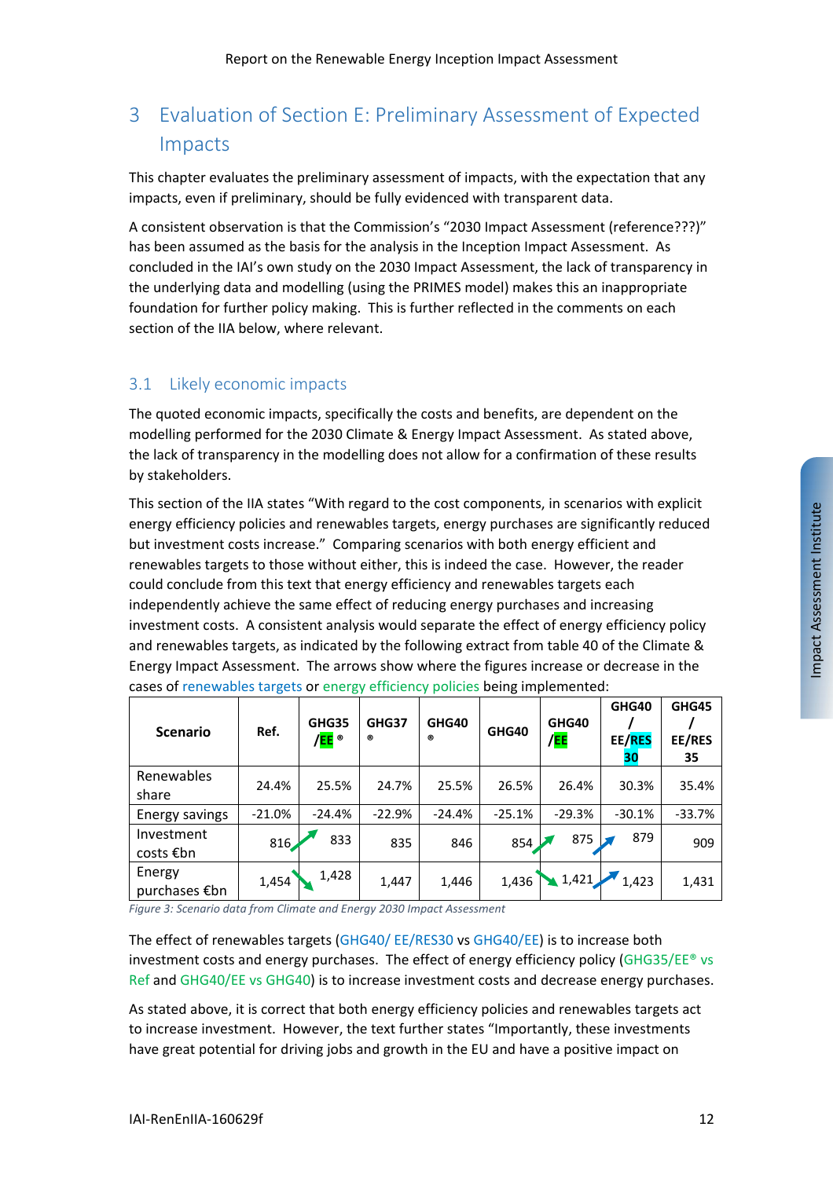# 3 Evaluation of Section E: Preliminary Assessment of Expected Impacts

This chapter evaluates the preliminary assessment of impacts, with the expectation that any impacts, even if preliminary, should be fully evidenced with transparent data.

A consistent observation is that the Commission's "2030 Impact Assessment (reference???)" has been assumed as the basis for the analysis in the Inception Impact Assessment. As concluded in the IAI's own study on the 2030 Impact Assessment, the lack of transparency in the underlying data and modelling (using the PRIMES model) makes this an inappropriate foundation for further policy making. This is further reflected in the comments on each section of the IIA below, where relevant.

## 3.1 Likely economic impacts

The quoted economic impacts, specifically the costs and benefits, are dependent on the modelling performed for the 2030 Climate & Energy Impact Assessment. As stated above, the lack of transparency in the modelling does not allow for a confirmation of these results by stakeholders.

This section of the IIA states "With regard to the cost components, in scenarios with explicit energy efficiency policies and renewables targets, energy purchases are significantly reduced but investment costs increase." Comparing scenarios with both energy efficient and renewables targets to those without either, this is indeed the case. However, the reader could conclude from this text that energy efficiency and renewables targets each independently achieve the same effect of reducing energy purchases and increasing investment costs. A consistent analysis would separate the effect of energy efficiency policy and renewables targets, as indicated by the following extract from table 40 of the Climate & Energy Impact Assessment. The arrows show where the figures increase or decrease in the cases of renewables targets or energy efficiency policies being implemented:

| Scenario | Ref. | GHG35 /EE ® | GHG37 ® | GHG40 ® | GHG40 | GHG40 /EE | GHG40 / EE/RES 30 | GHG45 / EE/RES 35 |
|---|---|---|---|---|---|---|---|---|
| Renewables share | 24.4% | 25.5% | 24.7% | 25.5% | 26.5% | 26.4% | 30.3% | 35.4% |
| Energy savings | -21.0% | -24.4% | -22.9% | -24.4% | -25.1% | -29.3% | -30.1% | -33.7% |
| Investment costs €bn | 816 ↗ | 833 | 835 | 846 | 854 ↗ | 875 ↗ | 879 | 909 |
| Energy purchases €bn | 1,454 ↘ | 1,428 | 1,447 | 1,446 | 1,436 ↘ | 1,421 ↗ | 1,423 | 1,431 |

*Figure 3: Scenario data from Climate and Energy 2030 Impact Assessment*

The effect of renewables targets (GHG40/ EE/RES30 vs GHG40/EE) is to increase both investment costs and energy purchases. The effect of energy efficiency policy (GHG35/EE® vs Ref and GHG40/EE vs GHG40) is to increase investment costs and decrease energy purchases.

As stated above, it is correct that both energy efficiency policies and renewables targets act to increase investment. However, the text further states "Importantly, these investments have great potential for driving jobs and growth in the EU and have a positive impact on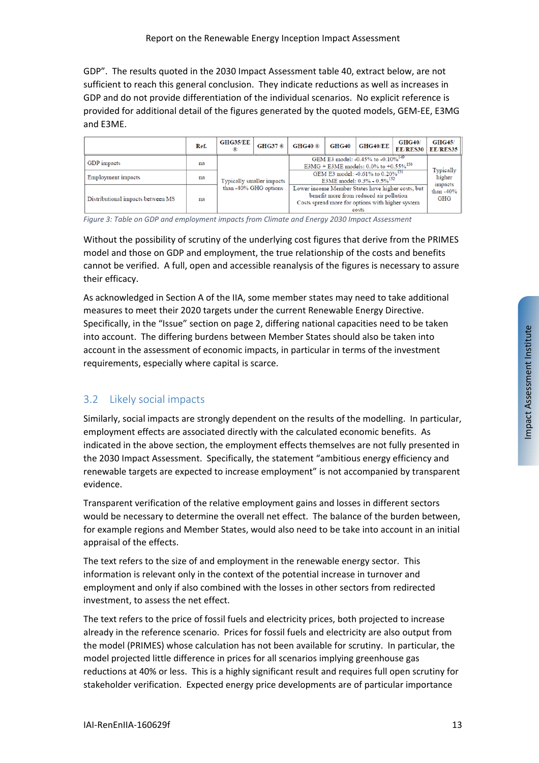GDP". The results quoted in the 2030 Impact Assessment table 40, extract below, are not sufficient to reach this general conclusion. They indicate reductions as well as increases in GDP and do not provide differentiation of the individual scenarios. No explicit reference is provided for additional detail of the figures generated by the quoted models, GEM-EE, E3MG and E3ME.

| | Ref. | GHG35/EE ® | GHG37 ® | GHG40 ® | GHG40 | GHG40/EE | GHG40/ EE/RES30 | GHG45/ EE/RES35 |
|---|---|---|---|---|---|---|---|---|
| GDP impacts | na | Typically smaller impacts than -40% GHG options | | GEM E3 model: -0.45% to -0.10%[149] E3MG + E3ME models: 0.0% to +0.55%[150] | | | | Typically higher impacts than -40% GHG |
| Employment impacts | na | | | GEM E3 model: -0.61% to 0.20%[151] E3ME model: 0.3% - 0.5%[152] | | | | |
| Distributional impacts between MS | na | | | Lower income Member States have higher costs, but benefit more from reduced air pollution Costs spread more for options with higher system costs | | | | |

*Figure 3: Table on GDP and employment impacts from Climate and Energy 2030 Impact Assessment*

Without the possibility of scrutiny of the underlying cost figures that derive from the PRIMES model and those on GDP and employment, the true relationship of the costs and benefits cannot be verified. A full, open and accessible reanalysis of the figures is necessary to assure their efficacy.

As acknowledged in Section A of the IIA, some member states may need to take additional measures to meet their 2020 targets under the current Renewable Energy Directive. Specifically, in the "Issue" section on page 2, differing national capacities need to be taken into account. The differing burdens between Member States should also be taken into account in the assessment of economic impacts, in particular in terms of the investment requirements, especially where capital is scarce.

## 3.2 Likely social impacts

Similarly, social impacts are strongly dependent on the results of the modelling. In particular, employment effects are associated directly with the calculated economic benefits. As indicated in the above section, the employment effects themselves are not fully presented in the 2030 Impact Assessment. Specifically, the statement "ambitious energy efficiency and renewable targets are expected to increase employment" is not accompanied by transparent evidence.

Transparent verification of the relative employment gains and losses in different sectors would be necessary to determine the overall net effect. The balance of the burden between, for example regions and Member States, would also need to be take into account in an initial appraisal of the effects.

The text refers to the size of and employment in the renewable energy sector. This information is relevant only in the context of the potential increase in turnover and employment and only if also combined with the losses in other sectors from redirected investment, to assess the net effect.

The text refers to the price of fossil fuels and electricity prices, both projected to increase already in the reference scenario. Prices for fossil fuels and electricity are also output from the model (PRIMES) whose calculation has not been available for scrutiny. In particular, the model projected little difference in prices for all scenarios implying greenhouse gas reductions at 40% or less. This is a highly significant result and requires full open scrutiny for stakeholder verification. Expected energy price developments are of particular importance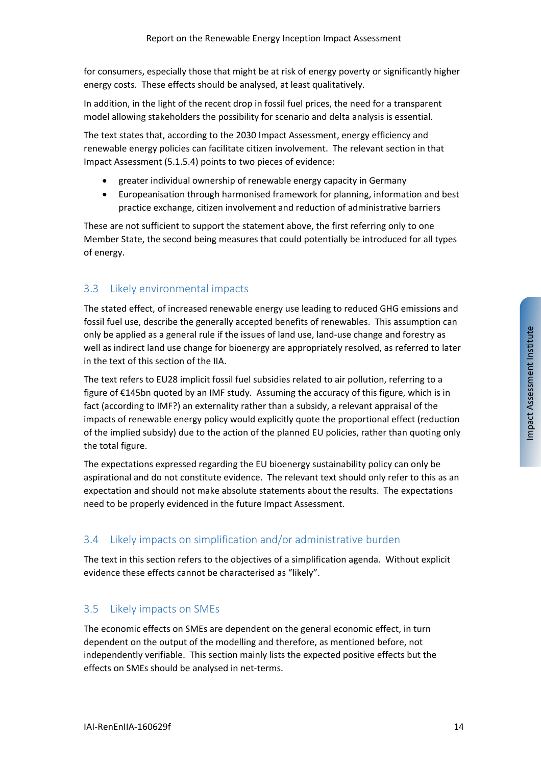for consumers, especially those that might be at risk of energy poverty or significantly higher energy costs. These effects should be analysed, at least qualitatively.

In addition, in the light of the recent drop in fossil fuel prices, the need for a transparent model allowing stakeholders the possibility for scenario and delta analysis is essential.

The text states that, according to the 2030 Impact Assessment, energy efficiency and renewable energy policies can facilitate citizen involvement. The relevant section in that Impact Assessment (5.1.5.4) points to two pieces of evidence:

- greater individual ownership of renewable energy capacity in Germany
- Europeanisation through harmonised framework for planning, information and best practice exchange, citizen involvement and reduction of administrative barriers

These are not sufficient to support the statement above, the first referring only to one Member State, the second being measures that could potentially be introduced for all types of energy.

## 3.3 Likely environmental impacts

The stated effect, of increased renewable energy use leading to reduced GHG emissions and fossil fuel use, describe the generally accepted benefits of renewables. This assumption can only be applied as a general rule if the issues of land use, land-use change and forestry as well as indirect land use change for bioenergy are appropriately resolved, as referred to later in the text of this section of the IIA.

The text refers to EU28 implicit fossil fuel subsidies related to air pollution, referring to a figure of €145bn quoted by an IMF study. Assuming the accuracy of this figure, which is in fact (according to IMF?) an externality rather than a subsidy, a relevant appraisal of the impacts of renewable energy policy would explicitly quote the proportional effect (reduction of the implied subsidy) due to the action of the planned EU policies, rather than quoting only the total figure.

The expectations expressed regarding the EU bioenergy sustainability policy can only be aspirational and do not constitute evidence. The relevant text should only refer to this as an expectation and should not make absolute statements about the results. The expectations need to be properly evidenced in the future Impact Assessment.

## 3.4 Likely impacts on simplification and/or administrative burden

The text in this section refers to the objectives of a simplification agenda. Without explicit evidence these effects cannot be characterised as "likely".

## 3.5 Likely impacts on SMEs

The economic effects on SMEs are dependent on the general economic effect, in turn dependent on the output of the modelling and therefore, as mentioned before, not independently verifiable. This section mainly lists the expected positive effects but the effects on SMEs should be analysed in net-terms.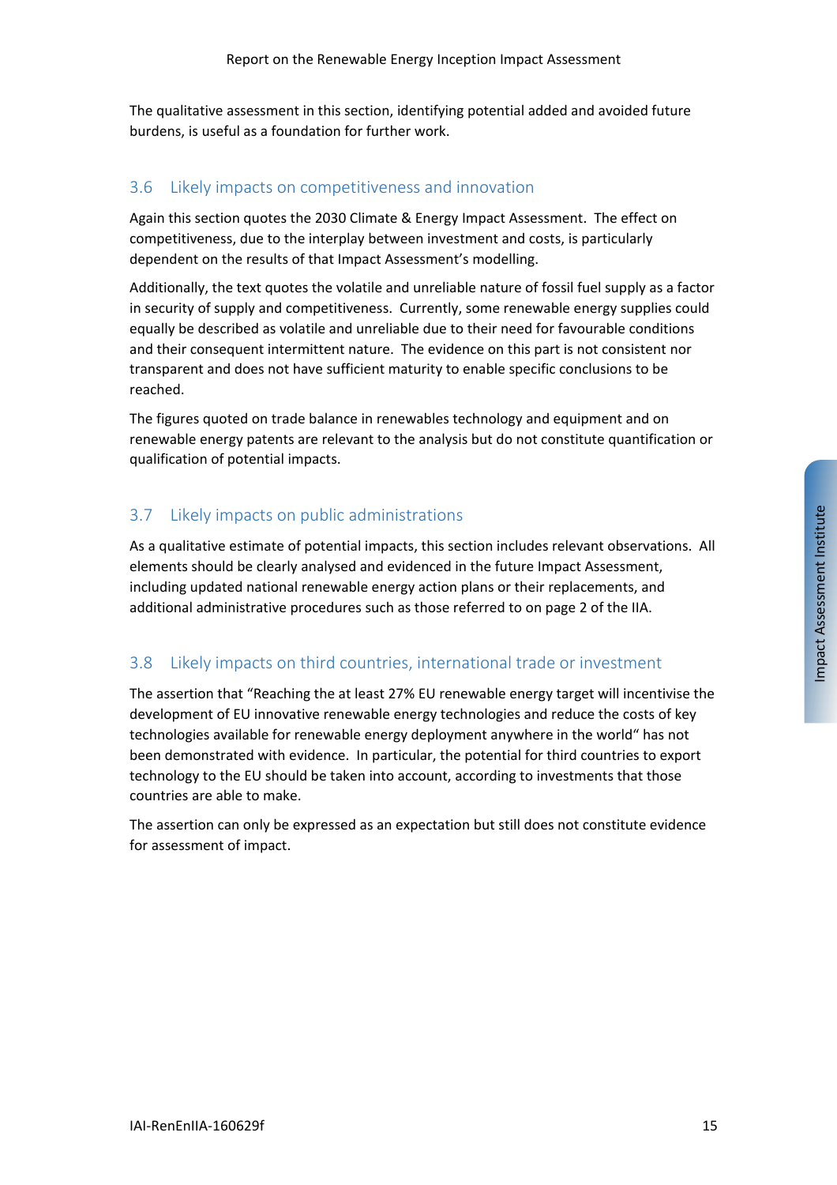The qualitative assessment in this section, identifying potential added and avoided future burdens, is useful as a foundation for further work.

## 3.6 Likely impacts on competitiveness and innovation

Again this section quotes the 2030 Climate & Energy Impact Assessment. The effect on competitiveness, due to the interplay between investment and costs, is particularly dependent on the results of that Impact Assessment's modelling.

Additionally, the text quotes the volatile and unreliable nature of fossil fuel supply as a factor in security of supply and competitiveness. Currently, some renewable energy supplies could equally be described as volatile and unreliable due to their need for favourable conditions and their consequent intermittent nature. The evidence on this part is not consistent nor transparent and does not have sufficient maturity to enable specific conclusions to be reached.

The figures quoted on trade balance in renewables technology and equipment and on renewable energy patents are relevant to the analysis but do not constitute quantification or qualification of potential impacts.

## 3.7 Likely impacts on public administrations

As a qualitative estimate of potential impacts, this section includes relevant observations. All elements should be clearly analysed and evidenced in the future Impact Assessment, including updated national renewable energy action plans or their replacements, and additional administrative procedures such as those referred to on page 2 of the IIA.

## 3.8 Likely impacts on third countries, international trade or investment

The assertion that "Reaching the at least 27% EU renewable energy target will incentivise the development of EU innovative renewable energy technologies and reduce the costs of key technologies available for renewable energy deployment anywhere in the world" has not been demonstrated with evidence. In particular, the potential for third countries to export technology to the EU should be taken into account, according to investments that those countries are able to make.

The assertion can only be expressed as an expectation but still does not constitute evidence for assessment of impact.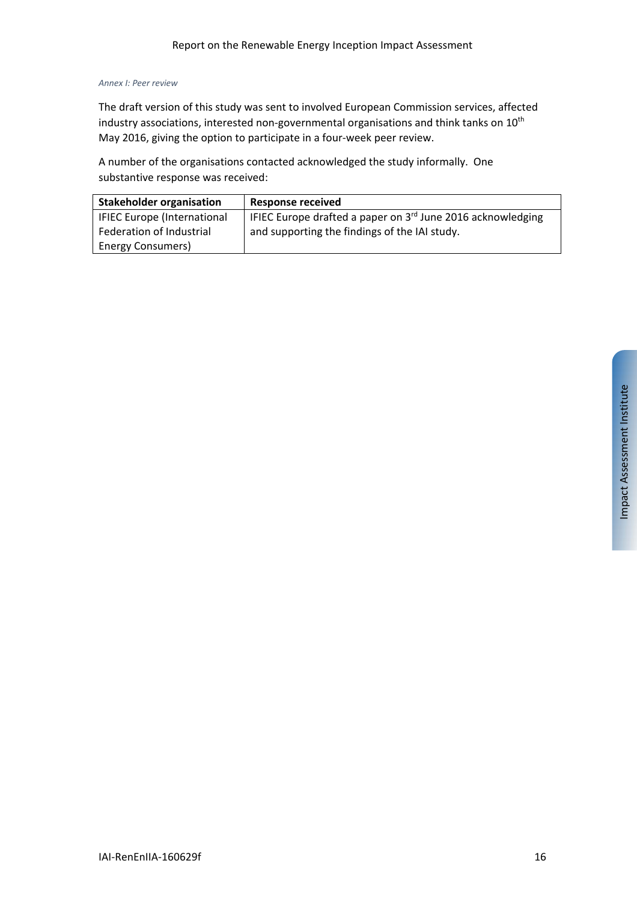*Annex I: Peer review*

The draft version of this study was sent to involved European Commission services, affected industry associations, interested non-governmental organisations and think tanks on 10th May 2016, giving the option to participate in a four-week peer review.

A number of the organisations contacted acknowledged the study informally. One substantive response was received:

| Stakeholder organisation | Response received |
|---|---|
| IFIEC Europe (International Federation of Industrial Energy Consumers) | IFIEC Europe drafted a paper on 3rd June 2016 acknowledging and supporting the findings of the IAI study. |

IAI-RenEnIIA-160629f